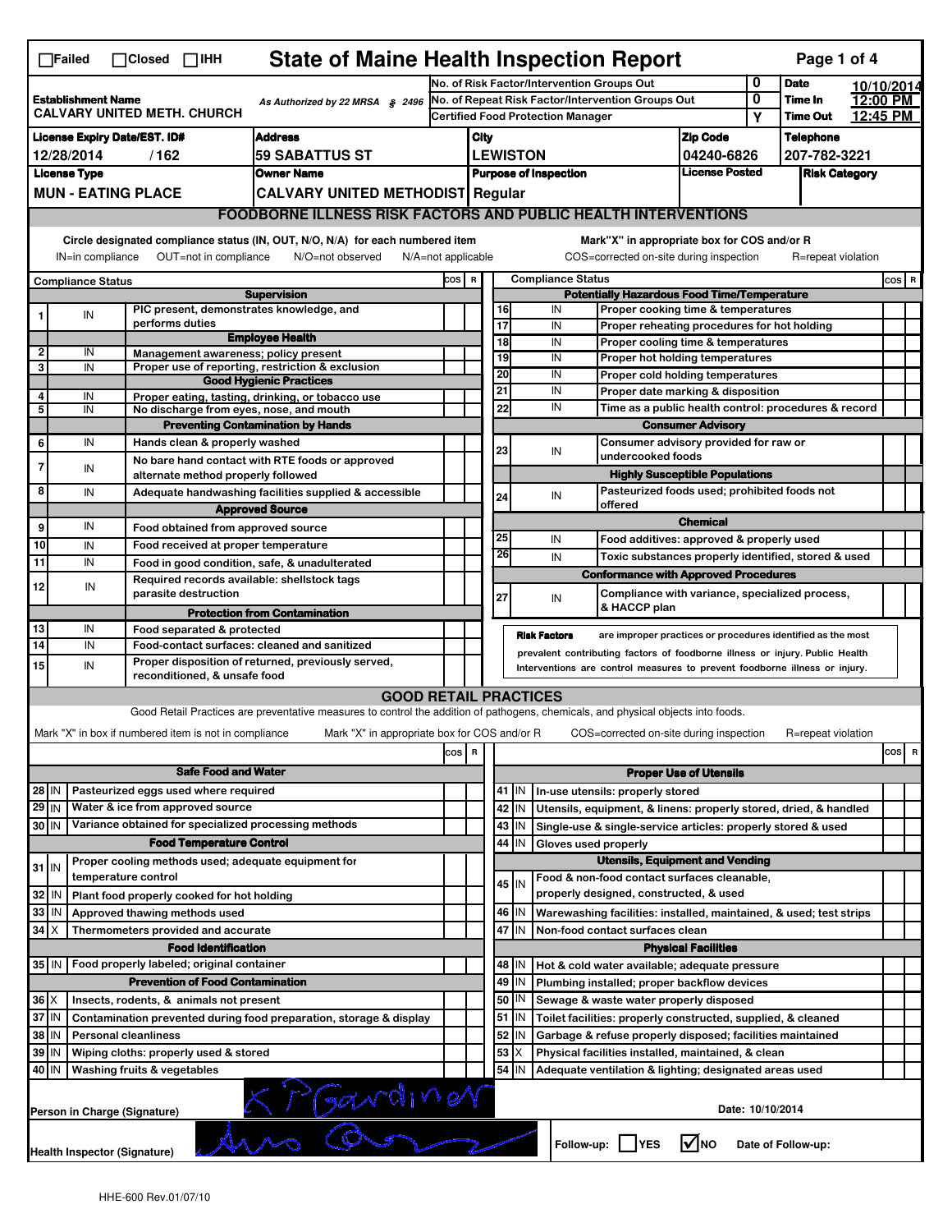# State of Maine Health Inspection Report

☐Failed ☐Closed ☐IHH

| | | |
|---|---|---|
| **Establishment Name** CALVARY UNITED METH. CHURCH | As Authorized by 22 MRSA § 2496 | |
| No. of Risk Factor/Intervention Groups Out | 0 | **Date** 10/10/2014 |
| No. of Repeat Risk Factor/Intervention Groups Out | 0 | **Time In** 12:00 PM |
| Certified Food Protection Manager | Y | **Time Out** 12:45 PM |

| License Expiry Date/EST. ID# | Address | City | Zip Code | Telephone |
|---|---|---|---|---|
| 12/28/2014 / 162 | 59 SABATTUS ST | LEWISTON | 04240-6826 | 207-782-3221 |

| License Type | Owner Name | Purpose of Inspection | License Posted | Risk Category |
|---|---|---|---|---|
| MUN - EATING PLACE | CALVARY UNITED METHODIST | Regular | | |

## FOODBORNE ILLNESS RISK FACTORS AND PUBLIC HEALTH INTERVENTIONS

Circle designated compliance status (IN, OUT, N/O, N/A) for each numbered item
IN=in compliance OUT=not in compliance N/O=not observed N/A=not applicable

Mark"X" in appropriate box for COS and/or R
COS=corrected on-site during inspection R=repeat violation

| # | Compliance Status | Item | COS | R |
|---|---|---|---|---|
| | | **Supervision** | | |
| 1 | IN | PIC present, demonstrates knowledge, and performs duties | | |
| | | **Employee Health** | | |
| 2 | IN | Management awareness; policy present | | |
| 3 | IN | Proper use of reporting, restriction & exclusion | | |
| | | **Good Hygienic Practices** | | |
| 4 | IN | Proper eating, tasting, drinking, or tobacco use | | |
| 5 | IN | No discharge from eyes, nose, and mouth | | |
| | | **Preventing Contamination by Hands** | | |
| 6 | IN | Hands clean & properly washed | | |
| 7 | IN | No bare hand contact with RTE foods or approved alternate method properly followed | | |
| 8 | IN | Adequate handwashing facilities supplied & accessible | | |
| | | **Approved Source** | | |
| 9 | IN | Food obtained from approved source | | |
| 10 | IN | Food received at proper temperature | | |
| 11 | IN | Food in good condition, safe, & unadulterated | | |
| 12 | IN | Required records available: shellstock tags parasite destruction | | |
| | | **Protection from Contamination** | | |
| 13 | IN | Food separated & protected | | |
| 14 | IN | Food-contact surfaces: cleaned and sanitized | | |
| 15 | IN | Proper disposition of returned, previously served, reconditioned, & unsafe food | | |
| | | **Potentially Hazardous Food Time/Temperature** | | |
| 16 | IN | Proper cooking time & temperatures | | |
| 17 | IN | Proper reheating procedures for hot holding | | |
| 18 | IN | Proper cooling time & temperatures | | |
| 19 | IN | Proper hot holding temperatures | | |
| 20 | IN | Proper cold holding temperatures | | |
| 21 | IN | Proper date marking & disposition | | |
| 22 | IN | Time as a public health control: procedures & record | | |
| | | **Consumer Advisory** | | |
| 23 | IN | Consumer advisory provided for raw or undercooked foods | | |
| | | **Highly Susceptible Populations** | | |
| 24 | IN | Pasteurized foods used; prohibited foods not offered | | |
| | | **Chemical** | | |
| 25 | IN | Food additives: approved & properly used | | |
| 26 | IN | Toxic substances properly identified, stored & used | | |
| | | **Conformance with Approved Procedures** | | |
| 27 | IN | Compliance with variance, specialized process, & HACCP plan | | |

**Risk Factors** are improper practices or procedures identified as the most prevalent contributing factors of foodborne illness or injury. Public Health Interventions are control measures to prevent foodborne illness or injury.

## GOOD RETAIL PRACTICES

Good Retail Practices are preventative measures to control the addition of pathogens, chemicals, and physical objects into foods.

Mark "X" in box if numbered item is not in compliance Mark "X" in appropriate box for COS and/or R COS=corrected on-site during inspection R=repeat violation

| # | Status | Item | COS | R |
|---|---|---|---|---|
| | | **Safe Food and Water** | | |
| 28 | IN | Pasteurized eggs used where required | | |
| 29 | IN | Water & ice from approved source | | |
| 30 | IN | Variance obtained for specialized processing methods | | |
| | | **Food Temperature Control** | | |
| 31 | IN | Proper cooling methods used; adequate equipment for temperature control | | |
| 32 | IN | Plant food properly cooked for hot holding | | |
| 33 | IN | Approved thawing methods used | | |
| 34 | X | Thermometers provided and accurate | | |
| | | **Food Identification** | | |
| 35 | IN | Food properly labeled; original container | | |
| | | **Prevention of Food Contamination** | | |
| 36 | X | Insects, rodents, & animals not present | | |
| 37 | IN | Contamination prevented during food preparation, storage & display | | |
| 38 | IN | Personal cleanliness | | |
| 39 | IN | Wiping cloths: properly used & stored | | |
| 40 | IN | Washing fruits & vegetables | | |
| | | **Proper Use of Utensils** | | |
| 41 | IN | In-use utensils: properly stored | | |
| 42 | IN | Utensils, equipment, & linens: properly stored, dried, & handled | | |
| 43 | IN | Single-use & single-service articles: properly stored & used | | |
| 44 | IN | Gloves used properly | | |
| | | **Utensils, Equipment and Vending** | | |
| 45 | IN | Food & non-food contact surfaces cleanable, properly designed, constructed, & used | | |
| 46 | IN | Warewashing facilities: installed, maintained, & used; test strips | | |
| 47 | IN | Non-food contact surfaces clean | | |
| | | **Physical Facilities** | | |
| 48 | IN | Hot & cold water available; adequate pressure | | |
| 49 | IN | Plumbing installed; proper backflow devices | | |
| 50 | IN | Sewage & waste water properly disposed | | |
| 51 | IN | Toilet facilities: properly constructed, supplied, & cleaned | | |
| 52 | IN | Garbage & refuse properly disposed; facilities maintained | | |
| 53 | X | Physical facilities installed, maintained, & clean | | |
| 54 | IN | Adequate ventilation & lighting; designated areas used | | |

Person in Charge (Signature): K P Gardiner

Date: 10/10/2014

Health Inspector (Signature): [signature]

Follow-up: ☐ YES ☑ NO Date of Follow-up:

HHE-600 Rev.01/07/10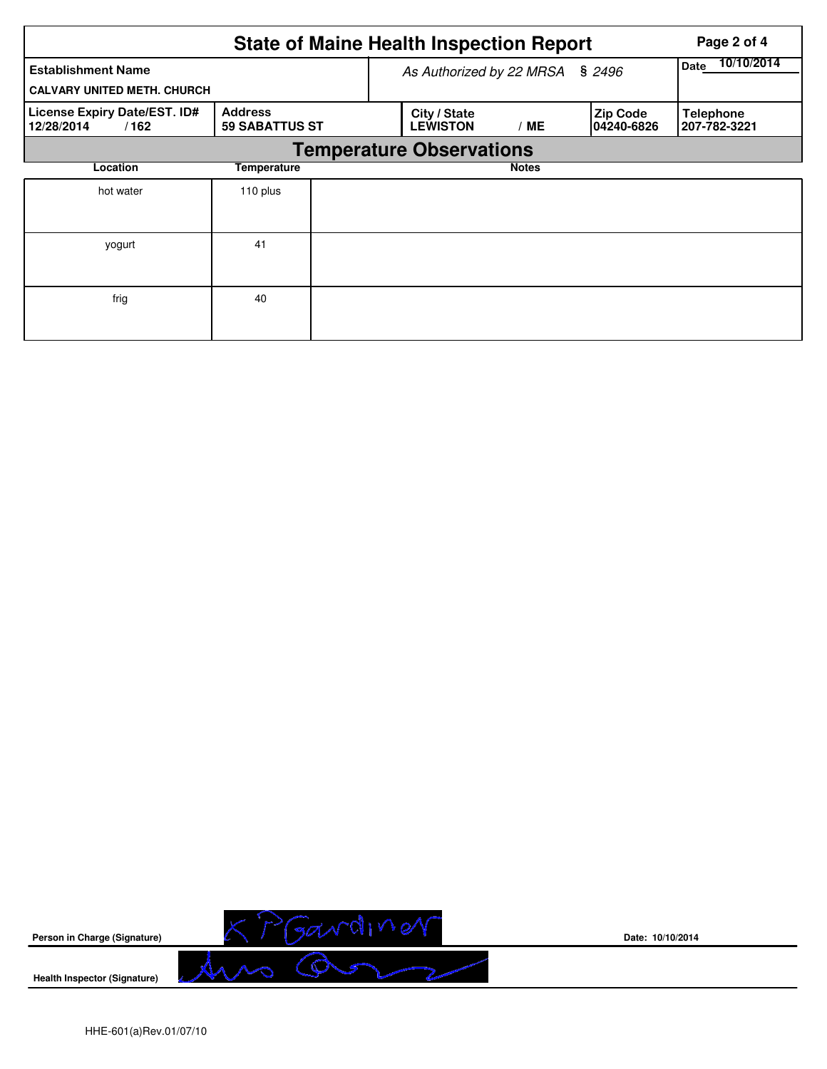# State of Maine Health Inspection Report

| Establishment Name | As Authorized by 22 MRSA § 2496 | | | Date 10/10/2014 |
|---|---|---|---|---|
| CALVARY UNITED METH. CHURCH | | | | |
| **License Expiry Date/EST. ID#** 12/28/2014 / 162 | **Address** 59 SABATTUS ST | **City / State** LEWISTON / ME | **Zip Code** 04240-6826 | **Telephone** 207-782-3221 |

## Temperature Observations

| Location | Temperature | Notes |
|---|---|---|
| hot water | 110 plus | |
| yogurt | 41 | |
| frig | 40 | |

**Person in Charge (Signature)** K P Gardiner **Date:** 10/10/2014

**Health Inspector (Signature)**

HHE-601(a)Rev.01/07/10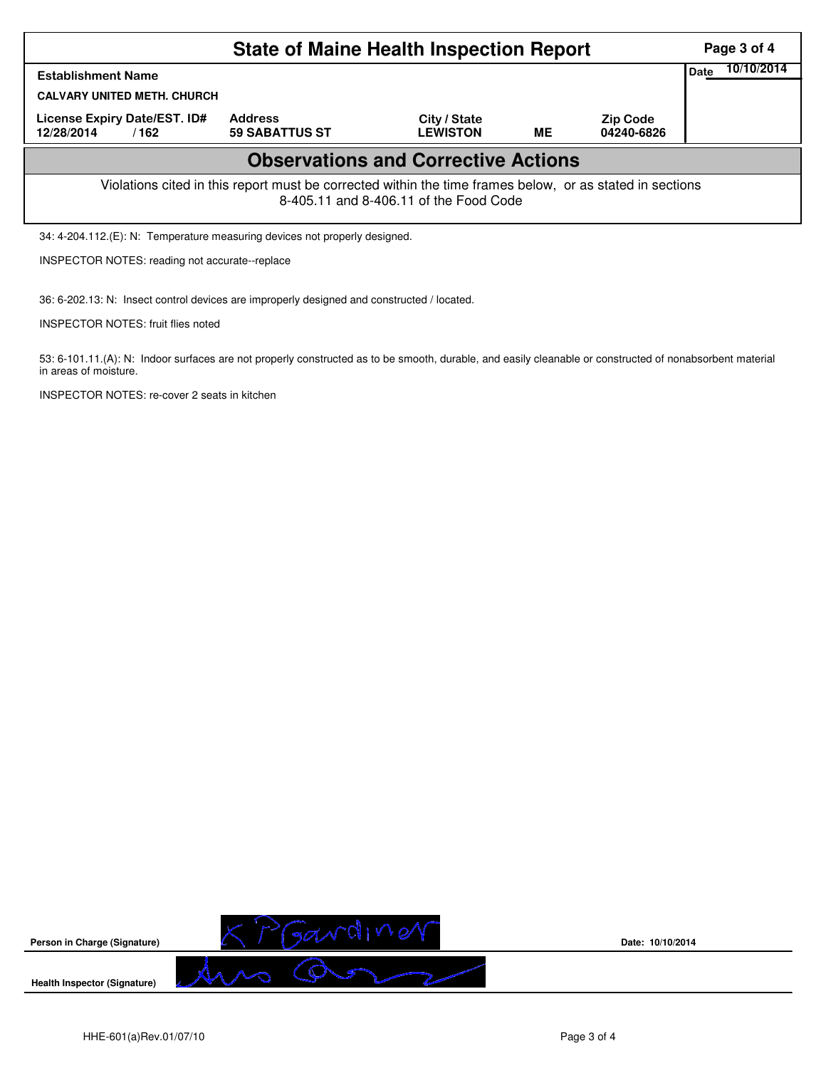# State of Maine Health Inspection Report

| Establishment Name | | | | | Date 10/10/2014 |
|---|---|---|---|---|---|
| CALVARY UNITED METH. CHURCH | | | | | |
| License Expiry Date/EST. ID# | Address | City / State | | Zip Code | |
| 12/28/2014 / 162 | 59 SABATTUS ST | LEWISTON | ME | 04240-6826 | |

## Observations and Corrective Actions

Violations cited in this report must be corrected within the time frames below, or as stated in sections 8-405.11 and 8-406.11 of the Food Code

34: 4-204.112.(E): N: Temperature measuring devices not properly designed.

INSPECTOR NOTES: reading not accurate--replace

36: 6-202.13: N: Insect control devices are improperly designed and constructed / located.

INSPECTOR NOTES: fruit flies noted

53: 6-101.11.(A): N: Indoor surfaces are not properly constructed as to be smooth, durable, and easily cleanable or constructed of nonabsorbent material in areas of moisture.

INSPECTOR NOTES: re-cover 2 seats in kitchen

**Person in Charge (Signature)** K P Gardiner **Date:** 10/10/2014

**Health Inspector (Signature)**

HHE-601(a)Rev.01/07/10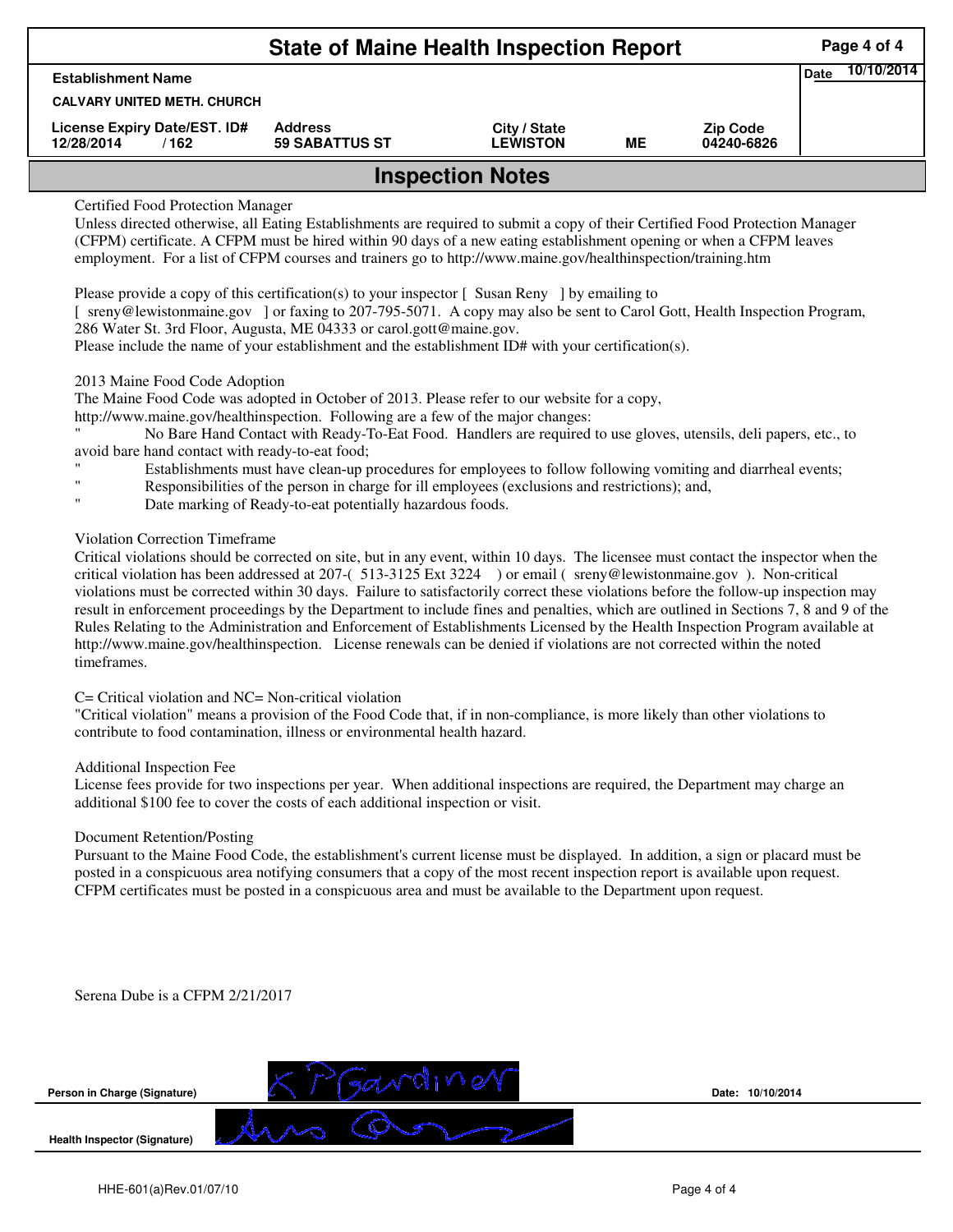# State of Maine Health Inspection Report

| Establishment Name | | | | | Date 10/10/2014 |
|---|---|---|---|---|---|
| CALVARY UNITED METH. CHURCH | | | | | |
| License Expiry Date/EST. ID# | Address | City / State | | Zip Code | |
| 12/28/2014 / 162 | 59 SABATTUS ST | LEWISTON | ME | 04240-6826 | |

## Inspection Notes

Certified Food Protection Manager

Unless directed otherwise, all Eating Establishments are required to submit a copy of their Certified Food Protection Manager (CFPM) certificate. A CFPM must be hired within 90 days of a new eating establishment opening or when a CFPM leaves employment. For a list of CFPM courses and trainers go to http://www.maine.gov/healthinspection/training.htm

Please provide a copy of this certification(s) to your inspector [ Susan Reny ] by emailing to [ sreny@lewistonmaine.gov ] or faxing to 207-795-5071. A copy may also be sent to Carol Gott, Health Inspection Program, 286 Water St. 3rd Floor, Augusta, ME 04333 or carol.gott@maine.gov.

Please include the name of your establishment and the establishment ID# with your certification(s).

2013 Maine Food Code Adoption

The Maine Food Code was adopted in October of 2013. Please refer to our website for a copy, http://www.maine.gov/healthinspection. Following are a few of the major changes:

" No Bare Hand Contact with Ready-To-Eat Food. Handlers are required to use gloves, utensils, deli papers, etc., to avoid bare hand contact with ready-to-eat food;

" Establishments must have clean-up procedures for employees to follow following vomiting and diarrheal events;

" Responsibilities of the person in charge for ill employees (exclusions and restrictions); and,

" Date marking of Ready-to-eat potentially hazardous foods.

Violation Correction Timeframe

Critical violations should be corrected on site, but in any event, within 10 days. The licensee must contact the inspector when the critical violation has been addressed at 207-( 513-3125 Ext 3224 ) or email ( sreny@lewistonmaine.gov ). Non-critical violations must be corrected within 30 days. Failure to satisfactorily correct these violations before the follow-up inspection may result in enforcement proceedings by the Department to include fines and penalties, which are outlined in Sections 7, 8 and 9 of the Rules Relating to the Administration and Enforcement of Establishments Licensed by the Health Inspection Program available at http://www.maine.gov/healthinspection. License renewals can be denied if violations are not corrected within the noted timeframes.

C= Critical violation and NC= Non-critical violation

"Critical violation" means a provision of the Food Code that, if in non-compliance, is more likely than other violations to contribute to food contamination, illness or environmental health hazard.

Additional Inspection Fee

License fees provide for two inspections per year. When additional inspections are required, the Department may charge an additional $100 fee to cover the costs of each additional inspection or visit.

Document Retention/Posting

Pursuant to the Maine Food Code, the establishment's current license must be displayed. In addition, a sign or placard must be posted in a conspicuous area notifying consumers that a copy of the most recent inspection report is available upon request. CFPM certificates must be posted in a conspicuous area and must be available to the Department upon request.

Serena Dube is a CFPM 2/21/2017

Person in Charge (Signature) K P Gardiner Date: 10/10/2014

Health Inspector (Signature)

HHE-601(a)Rev.01/07/10